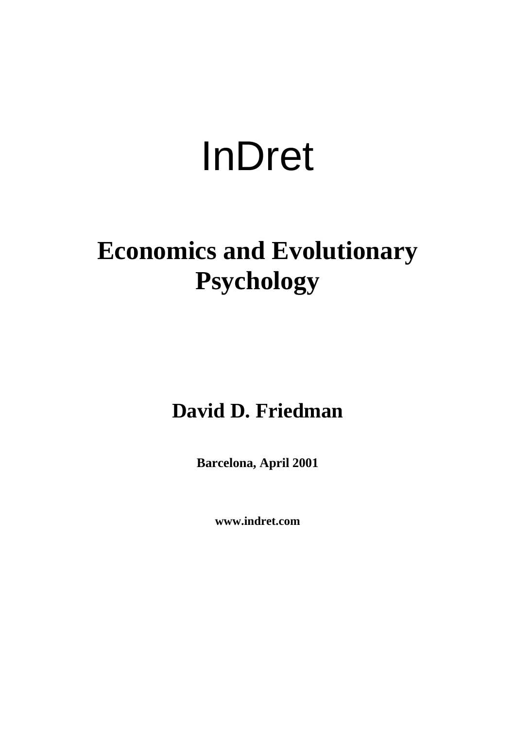# InDret

## Economics and Evolutionary Psychology

**David D. Friedman**

**Barcelona, April 2001**

**www.indret.com**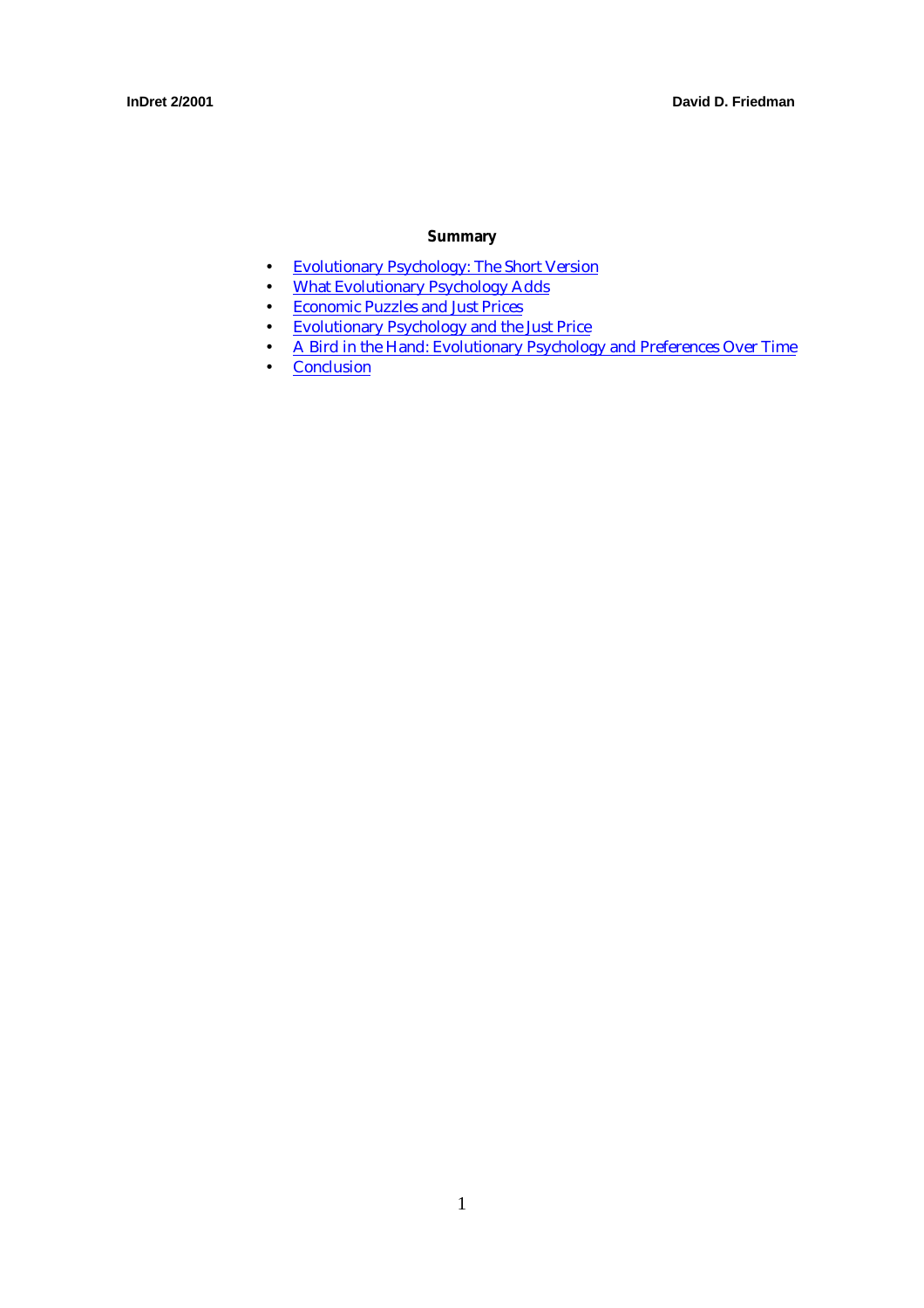**Summary**

- Evolutionary Psychology: The Short Version
- What Evolutionary Psychology Adds
- Economic Puzzles and Just Prices
- Evolutionary Psychology and the Just Price
- A Bird in the Hand: Evolutionary Psychology and Preferences Over Time
- Conclusion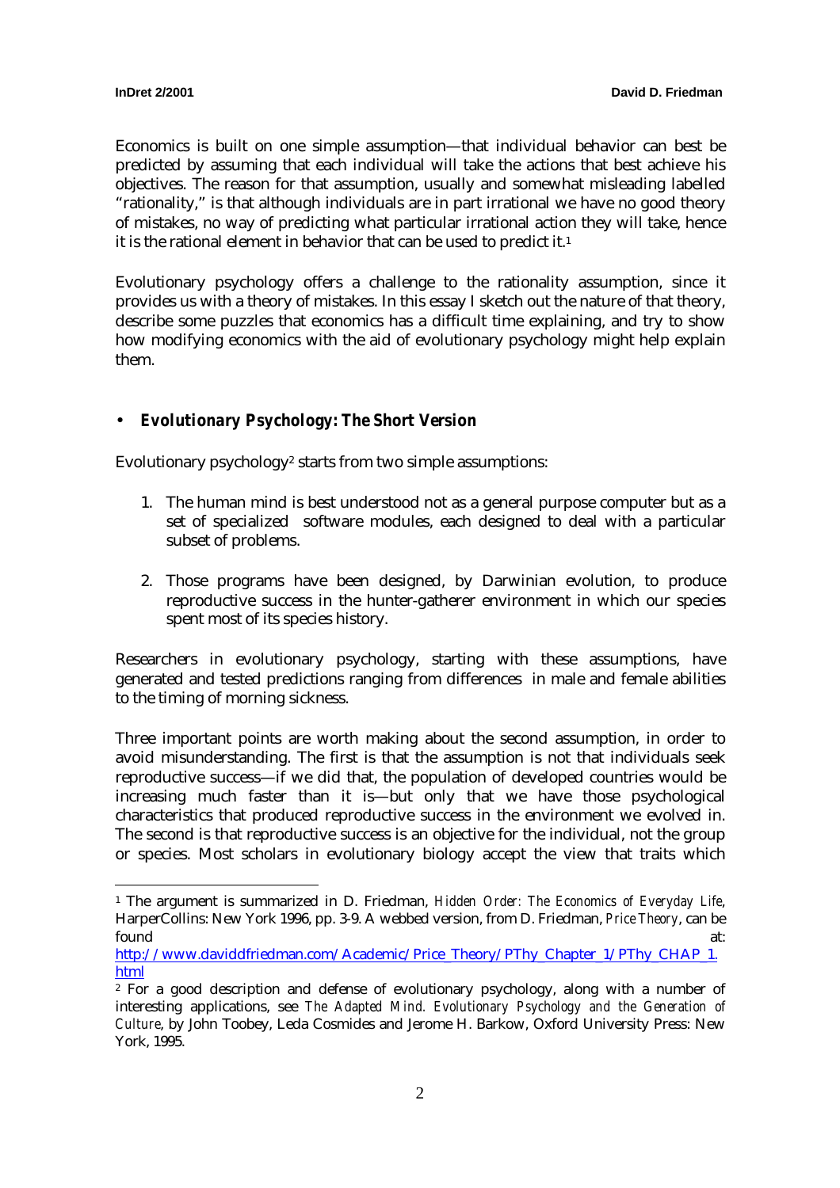Economics is built on one simple assumption—that individual behavior can best be predicted by assuming that each individual will take the actions that best achieve his objectives. The reason for that assumption, usually and somewhat misleading labelled "rationality," is that although individuals are in part irrational we have no good theory of mistakes, no way of predicting what particular irrational action they will take, hence it is the rational element in behavior that can be used to predict it.[1]

Evolutionary psychology offers a challenge to the rationality assumption, since it provides us with a theory of mistakes. In this essay I sketch out the nature of that theory, describe some puzzles that economics has a difficult time explaining, and try to show how modifying economics with the aid of evolutionary psychology might help explain them.

## • *Evolutionary Psychology: The Short Version*

Evolutionary psychology[2] starts from two simple assumptions:

1. The human mind is best understood not as a general purpose computer but as a set of specialized software modules, each designed to deal with a particular subset of problems.

2. Those programs have been designed, by Darwinian evolution, to produce reproductive success in the hunter-gatherer environment in which our species spent most of its species history.

Researchers in evolutionary psychology, starting with these assumptions, have generated and tested predictions ranging from differences in male and female abilities to the timing of morning sickness.

Three important points are worth making about the second assumption, in order to avoid misunderstanding. The first is that the assumption is not that individuals seek reproductive success—if we did that, the population of developed countries would be increasing much faster than it is—but only that we have those psychological characteristics that produced reproductive success in the environment we evolved in. The second is that reproductive success is an objective for the individual, not the group or species. Most scholars in evolutionary biology accept the view that traits which

---

[1] The argument is summarized in D. Friedman, *Hidden Order: The Economics of Everyday Life*, HarperCollins: New York 1996, pp. 3-9. A webbed version, from D. Friedman, *Price Theory*, can be found at: http://www.daviddfriedman.com/Academic/Price_Theory/PThy_Chapter_1/PThy_CHAP_1.html

[2] For a good description and defense of evolutionary psychology, along with a number of interesting applications, see *The Adapted Mind. Evolutionary Psychology and the Generation of Culture*, by John Toobey, Leda Cosmides and Jerome H. Barkow, Oxford University Press: New York, 1995.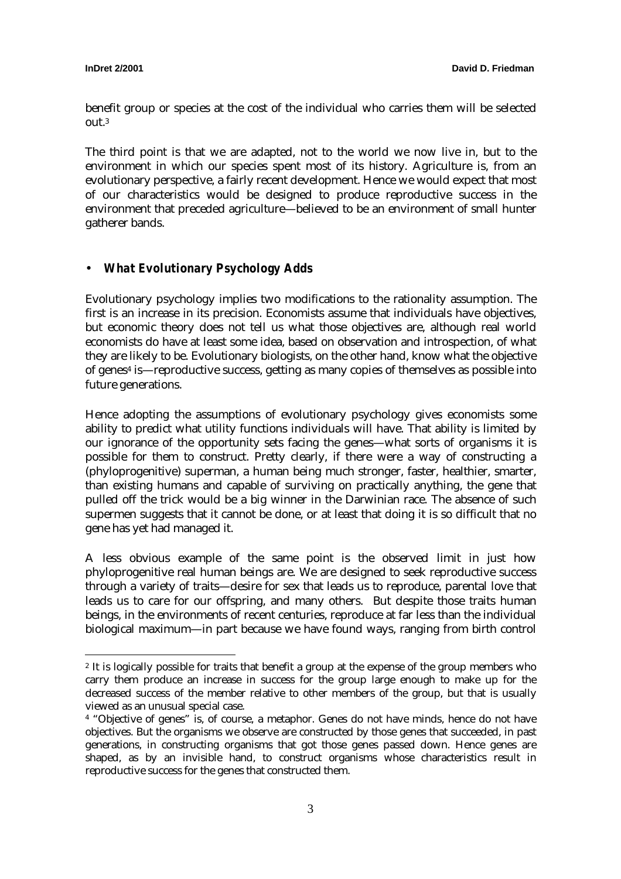benefit group or species at the cost of the individual who carries them will be selected out.[3]

The third point is that we are adapted, not to the world we now live in, but to the environment in which our species spent most of its history. Agriculture is, from an evolutionary perspective, a fairly recent development. Hence we would expect that most of our characteristics would be designed to produce reproductive success in the environment that preceded agriculture—believed to be an environment of small hunter gatherer bands.

- ***What Evolutionary Psychology Adds***

Evolutionary psychology implies two modifications to the rationality assumption. The first is an increase in its precision. Economists assume that individuals have objectives, but economic theory does not tell us what those objectives are, although real world economists do have at least some idea, based on observation and introspection, of what they are likely to be. Evolutionary biologists, on the other hand, know what the objective of genes[4] is—reproductive success, getting as many copies of themselves as possible into future generations.

Hence adopting the assumptions of evolutionary psychology gives economists some ability to predict what utility functions individuals will have. That ability is limited by our ignorance of the opportunity sets facing the genes—what sorts of organisms it is possible for them to construct. Pretty clearly, if there were a way of constructing a (phyloprogenitive) superman, a human being much stronger, faster, healthier, smarter, than existing humans and capable of surviving on practically anything, the gene that pulled off the trick would be a big winner in the Darwinian race. The absence of such supermen suggests that it cannot be done, or at least that doing it is so difficult that no gene has yet had managed it.

A less obvious example of the same point is the observed limit in just how phyloprogenitive real human beings are. We are designed to seek reproductive success through a variety of traits—desire for sex that leads us to reproduce, parental love that leads us to care for our offspring, and many others. But despite those traits human beings, in the environments of recent centuries, reproduce at far less than the individual biological maximum—in part because we have found ways, ranging from birth control

---

[2] It is logically possible for traits that benefit a group at the expense of the group members who carry them produce an increase in success for the group large enough to make up for the decreased success of the member relative to other members of the group, but that is usually viewed as an unusual special case.

[4] "Objective of genes" is, of course, a metaphor. Genes do not have minds, hence do not have objectives. But the organisms we observe are constructed by those genes that succeeded, in past generations, in constructing organisms that got those genes passed down. Hence genes are shaped, as by an invisible hand, to construct organisms whose characteristics result in reproductive success for the genes that constructed them.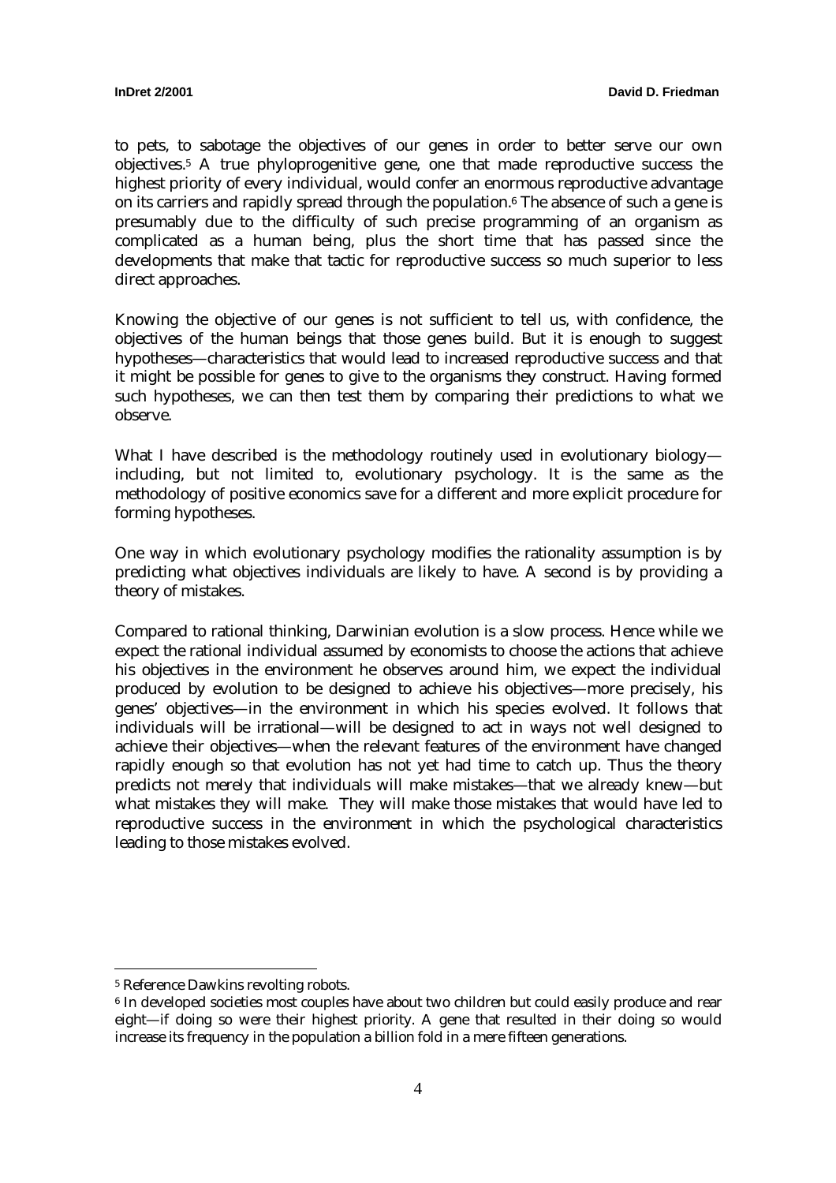to pets, to sabotage the objectives of our genes in order to better serve our own objectives.[5] A true phyloprogenitive gene, one that made reproductive success the highest priority of every individual, would confer an enormous reproductive advantage on its carriers and rapidly spread through the population.[6] The absence of such a gene is presumably due to the difficulty of such precise programming of an organism as complicated as a human being, plus the short time that has passed since the developments that make that tactic for reproductive success so much superior to less direct approaches.

Knowing the objective of our genes is not sufficient to tell us, with confidence, the objectives of the human beings that those genes build. But it is enough to suggest hypotheses—characteristics that would lead to increased reproductive success and that it might be possible for genes to give to the organisms they construct. Having formed such hypotheses, we can then test them by comparing their predictions to what we observe.

What I have described is the methodology routinely used in evolutionary biology—including, but not limited to, evolutionary psychology. It is the same as the methodology of positive economics save for a different and more explicit procedure for forming hypotheses.

One way in which evolutionary psychology modifies the rationality assumption is by predicting what objectives individuals are likely to have. A second is by providing a theory of mistakes.

Compared to rational thinking, Darwinian evolution is a slow process. Hence while we expect the rational individual assumed by economists to choose the actions that achieve his objectives in the environment he observes around him, we expect the individual produced by evolution to be designed to achieve his objectives—more precisely, his genes' objectives—in the environment in which his species evolved. It follows that individuals will be irrational—will be designed to act in ways not well designed to achieve their objectives—when the relevant features of the environment have changed rapidly enough so that evolution has not yet had time to catch up. Thus the theory predicts not merely that individuals will make mistakes—that we already knew—but what mistakes they will make. They will make those mistakes that would have led to reproductive success in the environment in which the psychological characteristics leading to those mistakes evolved.

---

[5] Reference Dawkins revolting robots.

[6] In developed societies most couples have about two children but could easily produce and rear eight—if doing so were their highest priority. A gene that resulted in their doing so would increase its frequency in the population a billion fold in a mere fifteen generations.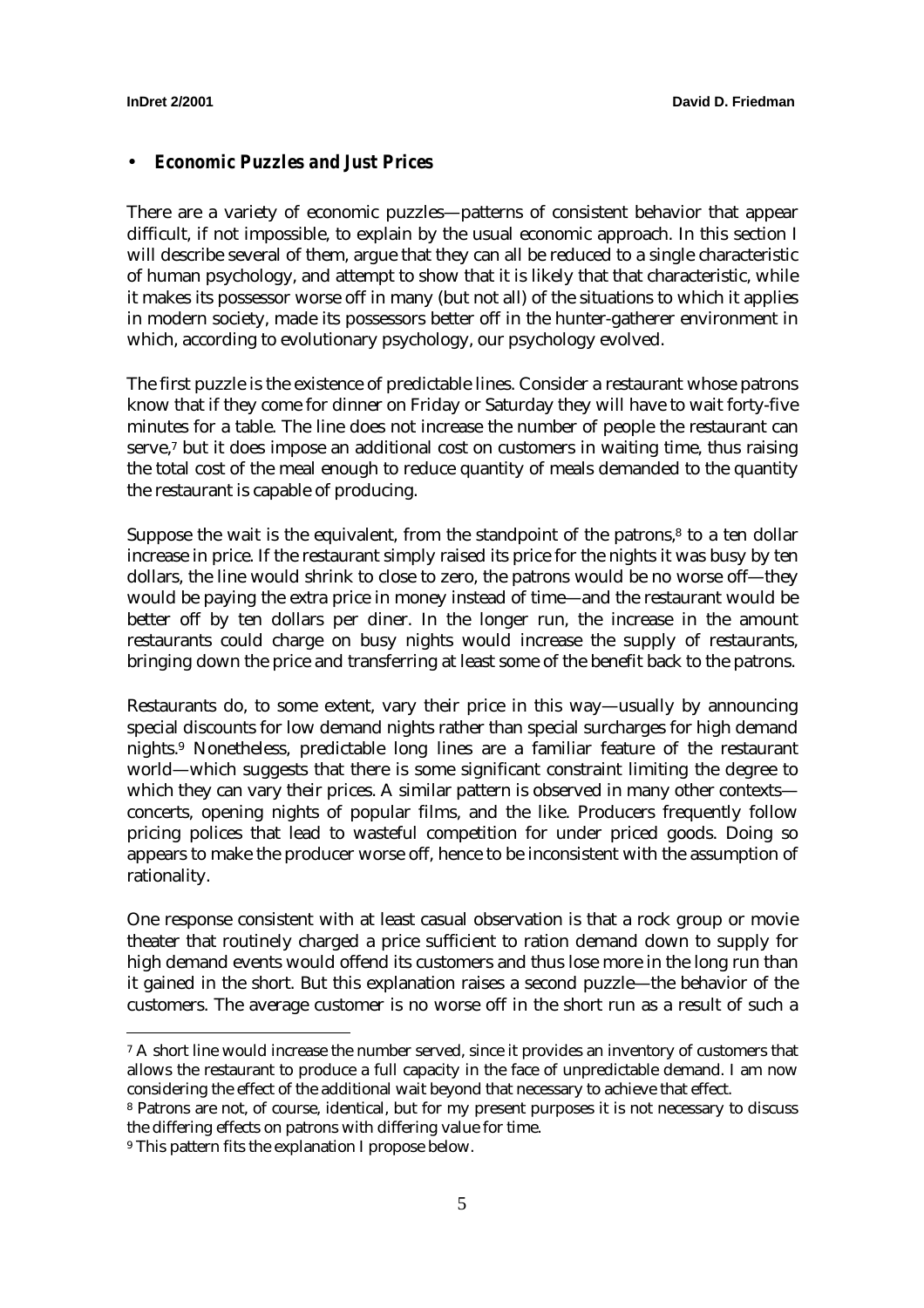- ***Economic Puzzles and Just Prices***

There are a variety of economic puzzles—patterns of consistent behavior that appear difficult, if not impossible, to explain by the usual economic approach. In this section I will describe several of them, argue that they can all be reduced to a single characteristic of human psychology, and attempt to show that it is likely that that characteristic, while it makes its possessor worse off in many (but not all) of the situations to which it applies in modern society, made its possessors better off in the hunter-gatherer environment in which, according to evolutionary psychology, our psychology evolved.

The first puzzle is the existence of predictable lines. Consider a restaurant whose patrons know that if they come for dinner on Friday or Saturday they will have to wait forty-five minutes for a table. The line does not increase the number of people the restaurant can serve,[7] but it does impose an additional cost on customers in waiting time, thus raising the total cost of the meal enough to reduce quantity of meals demanded to the quantity the restaurant is capable of producing.

Suppose the wait is the equivalent, from the standpoint of the patrons,[8] to a ten dollar increase in price. If the restaurant simply raised its price for the nights it was busy by ten dollars, the line would shrink to close to zero, the patrons would be no worse off—they would be paying the extra price in money instead of time—and the restaurant would be better off by ten dollars per diner. In the longer run, the increase in the amount restaurants could charge on busy nights would increase the supply of restaurants, bringing down the price and transferring at least some of the benefit back to the patrons.

Restaurants do, to some extent, vary their price in this way—usually by announcing special discounts for low demand nights rather than special surcharges for high demand nights.[9] Nonetheless, predictable long lines are a familiar feature of the restaurant world—which suggests that there is some significant constraint limiting the degree to which they can vary their prices. A similar pattern is observed in many other contexts—concerts, opening nights of popular films, and the like. Producers frequently follow pricing polices that lead to wasteful competition for under priced goods. Doing so appears to make the producer worse off, hence to be inconsistent with the assumption of rationality.

One response consistent with at least casual observation is that a rock group or movie theater that routinely charged a price sufficient to ration demand down to supply for high demand events would offend its customers and thus lose more in the long run than it gained in the short. But this explanation raises a second puzzle—the behavior of the customers. The average customer is no worse off in the short run as a result of such a

---

[7] A short line would increase the number served, since it provides an inventory of customers that allows the restaurant to produce a full capacity in the face of unpredictable demand. I am now considering the effect of the additional wait beyond that necessary to achieve that effect.

[8] Patrons are not, of course, identical, but for my present purposes it is not necessary to discuss the differing effects on patrons with differing value for time.

[9] This pattern fits the explanation I propose below.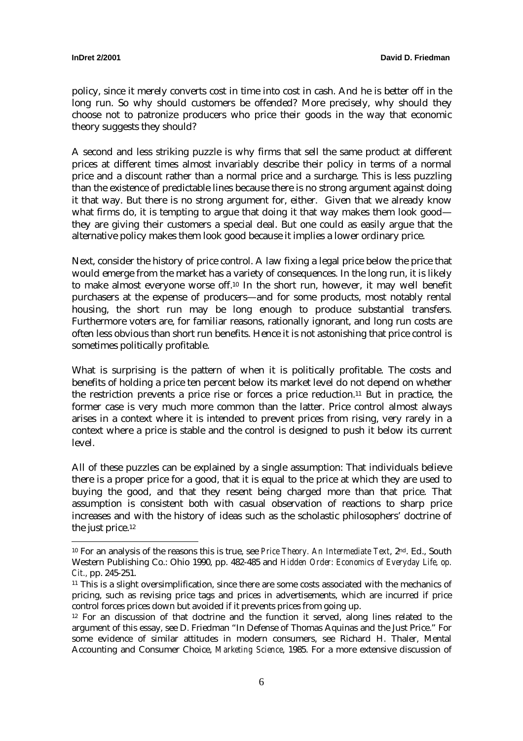policy, since it merely converts cost in time into cost in cash. And he is better off in the long run. So why should customers be offended? More precisely, why should they choose not to patronize producers who price their goods in the way that economic theory suggests they should?

A second and less striking puzzle is why firms that sell the same product at different prices at different times almost invariably describe their policy in terms of a normal price and a discount rather than a normal price and a surcharge. This is less puzzling than the existence of predictable lines because there is no strong argument against doing it that way. But there is no strong argument for, either. Given that we already know what firms do, it is tempting to argue that doing it that way makes them look good—they are giving their customers a special deal. But one could as easily argue that the alternative policy makes them look good because it implies a lower ordinary price.

Next, consider the history of price control. A law fixing a legal price below the price that would emerge from the market has a variety of consequences. In the long run, it is likely to make almost everyone worse off.[10] In the short run, however, it may well benefit purchasers at the expense of producers—and for some products, most notably rental housing, the short run may be long enough to produce substantial transfers. Furthermore voters are, for familiar reasons, rationally ignorant, and long run costs are often less obvious than short run benefits. Hence it is not astonishing that price control is sometimes politically profitable.

What is surprising is the pattern of when it is politically profitable. The costs and benefits of holding a price ten percent below its market level do not depend on whether the restriction prevents a price rise or forces a price reduction.[11] But in practice, the former case is very much more common than the latter. Price control almost always arises in a context where it is intended to prevent prices from rising, very rarely in a context where a price is stable and the control is designed to push it below its current level.

All of these puzzles can be explained by a single assumption: That individuals believe there is a proper price for a good, that it is equal to the price at which they are used to buying the good, and that they resent being charged more than that price. That assumption is consistent both with casual observation of reactions to sharp price increases and with the history of ideas such as the scholastic philosophers' doctrine of the just price.[12]

---

[10] For an analysis of the reasons this is true, see *Price Theory. An Intermediate Text*, 2nd. Ed., South Western Publishing Co.: Ohio 1990, pp. 482-485 and *Hidden Order: Economics of Everyday Life, op. Cit.*, pp. 245-251.

[11] This is a slight oversimplification, since there are some costs associated with the mechanics of pricing, such as revising price tags and prices in advertisements, which are incurred if price control forces prices down but avoided if it prevents prices from going up.

[12] For an discussion of that doctrine and the function it served, along lines related to the argument of this essay, see D. Friedman "In Defense of Thomas Aquinas and the Just Price." For some evidence of similar attitudes in modern consumers, see Richard H. Thaler, Mental Accounting and Consumer Choice, *Marketing Science*, 1985. For a more extensive discussion of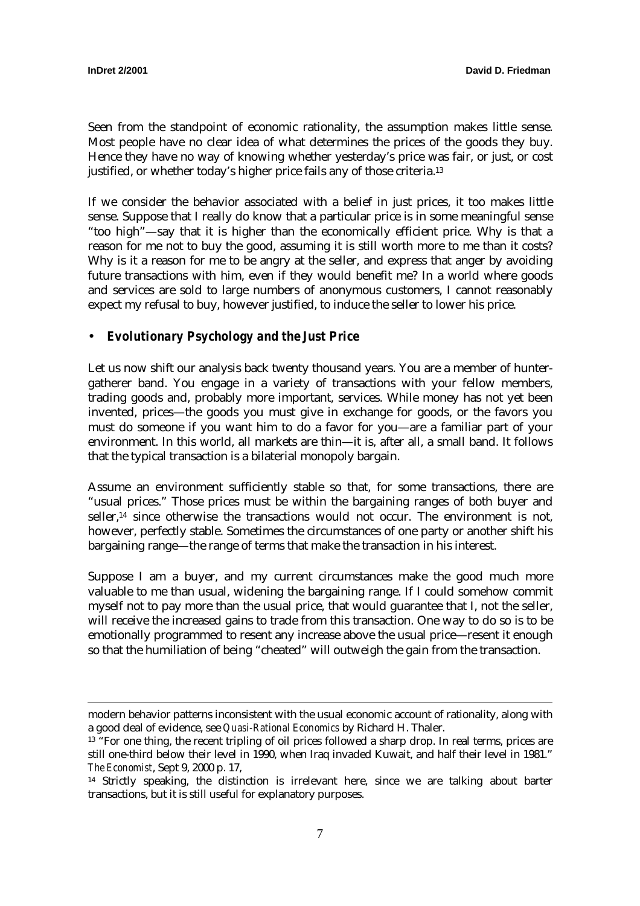Seen from the standpoint of economic rationality, the assumption makes little sense. Most people have no clear idea of what determines the prices of the goods they buy. Hence they have no way of knowing whether yesterday's price was fair, or just, or cost justified, or whether today's higher price fails any of those criteria.[13]

If we consider the behavior associated with a belief in just prices, it too makes little sense. Suppose that I really do know that a particular price is in some meaningful sense "too high"—say that it is higher than the economically efficient price. Why is that a reason for me not to buy the good, assuming it is still worth more to me than it costs? Why is it a reason for me to be angry at the seller, and express that anger by avoiding future transactions with him, even if they would benefit me? In a world where goods and services are sold to large numbers of anonymous customers, I cannot reasonably expect my refusal to buy, however justified, to induce the seller to lower his price.

- ***Evolutionary Psychology and the Just Price***

Let us now shift our analysis back twenty thousand years. You are a member of hunter-gatherer band. You engage in a variety of transactions with your fellow members, trading goods and, probably more important, services. While money has not yet been invented, prices—the goods you must give in exchange for goods, or the favors you must do someone if you want him to do a favor for you—are a familiar part of your environment. In this world, all markets are thin—it is, after all, a small band. It follows that the typical transaction is a bilaterial monopoly bargain.

Assume an environment sufficiently stable so that, for some transactions, there are "usual prices." Those prices must be within the bargaining ranges of both buyer and seller,[14] since otherwise the transactions would not occur. The environment is not, however, perfectly stable. Sometimes the circumstances of one party or another shift his bargaining range—the range of terms that make the transaction in his interest.

Suppose I am a buyer, and my current circumstances make the good much more valuable to me than usual, widening the bargaining range. If I could somehow commit myself not to pay more than the usual price, that would guarantee that I, not the seller, will receive the increased gains to trade from this transaction. One way to do so is to be emotionally programmed to resent any increase above the usual price—resent it enough so that the humiliation of being "cheated" will outweigh the gain from the transaction.

---

modern behavior patterns inconsistent with the usual economic account of rationality, along with a good deal of evidence, see *Quasi-Rational Economics* by Richard H. Thaler.

[13] "For one thing, the recent tripling of oil prices followed a sharp drop. In real terms, prices are still one-third below their level in 1990, when Iraq invaded Kuwait, and half their level in 1981." *The Economist*, Sept 9, 2000 p. 17,

[14] Strictly speaking, the distinction is irrelevant here, since we are talking about barter transactions, but it is still useful for explanatory purposes.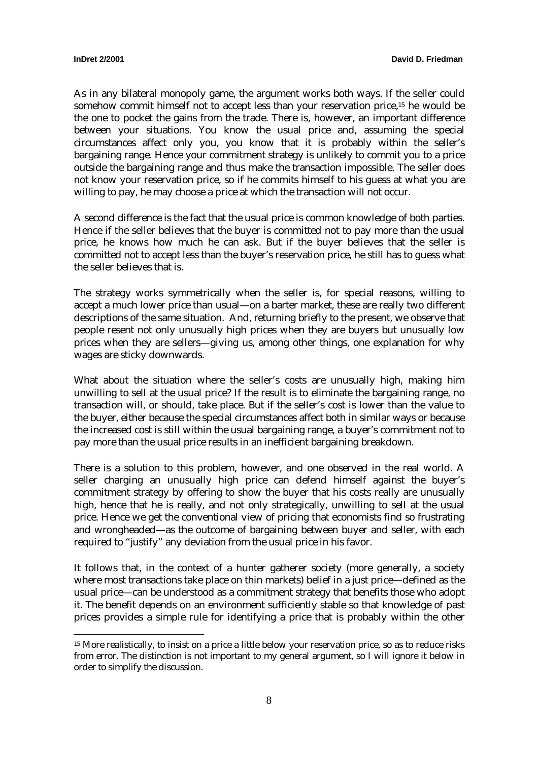As in any bilateral monopoly game, the argument works both ways. If the seller could somehow commit himself not to accept less than your reservation price,[15] he would be the one to pocket the gains from the trade. There is, however, an important difference between your situations. You know the usual price and, assuming the special circumstances affect only you, you know that it is probably within the seller's bargaining range. Hence your commitment strategy is unlikely to commit you to a price outside the bargaining range and thus make the transaction impossible. The seller does not know your reservation price, so if he commits himself to his guess at what you are willing to pay, he may choose a price at which the transaction will not occur.

A second difference is the fact that the usual price is common knowledge of both parties. Hence if the seller believes that the buyer is committed not to pay more than the usual price, he knows how much he can ask. But if the buyer believes that the seller is committed not to accept less than the buyer's reservation price, he still has to guess what the seller believes that is.

The strategy works symmetrically when the seller is, for special reasons, willing to accept a much lower price than usual—on a barter market, these are really two different descriptions of the same situation. And, returning briefly to the present, we observe that people resent not only unusually high prices when they are buyers but unusually low prices when they are sellers—giving us, among other things, one explanation for why wages are sticky downwards.

What about the situation where the seller's costs are unusually high, making him unwilling to sell at the usual price? If the result is to eliminate the bargaining range, no transaction will, or should, take place. But if the seller's cost is lower than the value to the buyer, either because the special circumstances affect both in similar ways or because the increased cost is still within the usual bargaining range, a buyer's commitment not to pay more than the usual price results in an inefficient bargaining breakdown.

There is a solution to this problem, however, and one observed in the real world. A seller charging an unusually high price can defend himself against the buyer's commitment strategy by offering to show the buyer that his costs really are unusually high, hence that he is really, and not only strategically, unwilling to sell at the usual price. Hence we get the conventional view of pricing that economists find so frustrating and wrongheaded—as the outcome of bargaining between buyer and seller, with each required to "justify" any deviation from the usual price in his favor.

It follows that, in the context of a hunter gatherer society (more generally, a society where most transactions take place on thin markets) belief in a just price—defined as the usual price—can be understood as a commitment strategy that benefits those who adopt it. The benefit depends on an environment sufficiently stable so that knowledge of past prices provides a simple rule for identifying a price that is probably within the other

---

[15] More realistically, to insist on a price a little below your reservation price, so as to reduce risks from error. The distinction is not important to my general argument, so I will ignore it below in order to simplify the discussion.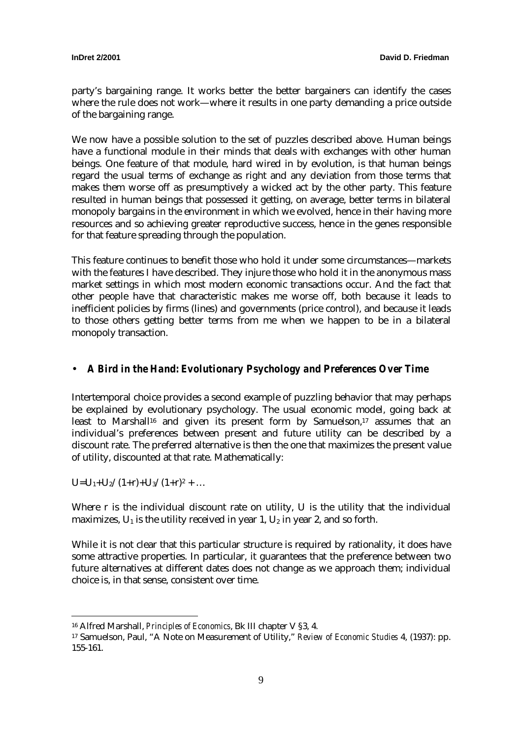party's bargaining range. It works better the better bargainers can identify the cases where the rule does not work—where it results in one party demanding a price outside of the bargaining range.

We now have a possible solution to the set of puzzles described above. Human beings have a functional module in their minds that deals with exchanges with other human beings. One feature of that module, hard wired in by evolution, is that human beings regard the usual terms of exchange as right and any deviation from those terms that makes them worse off as presumptively a wicked act by the other party. This feature resulted in human beings that possessed it getting, on average, better terms in bilateral monopoly bargains in the environment in which we evolved, hence in their having more resources and so achieving greater reproductive success, hence in the genes responsible for that feature spreading through the population.

This feature continues to benefit those who hold it under some circumstances—markets with the features I have described. They injure those who hold it in the anonymous mass market settings in which most modern economic transactions occur. And the fact that other people have that characteristic makes me worse off, both because it leads to inefficient policies by firms (lines) and governments (price control), and because it leads to those others getting better terms from me when we happen to be in a bilateral monopoly transaction.

- ***A Bird in the Hand: Evolutionary Psychology and Preferences Over Time***

Intertemporal choice provides a second example of puzzling behavior that may perhaps be explained by evolutionary psychology. The usual economic model, going back at least to Marshall[16] and given its present form by Samuelson,[17] assumes that an individual's preferences between present and future utility can be described by a discount rate. The preferred alternative is then the one that maximizes the present value of utility, discounted at that rate. Mathematically:

$U=U_1+U_2/(1+r)+U_3/(1+r)^2 + \ldots$

Where r is the individual discount rate on utility, U is the utility that the individual maximizes, $U_1$ is the utility received in year 1, $U_2$ in year 2, and so forth.

While it is not clear that this particular structure is required by rationality, it does have some attractive properties. In particular, it guarantees that the preference between two future alternatives at different dates does not change as we approach them; individual choice is, in that sense, consistent over time.

---

[16] Alfred Marshall, *Principles of Economics*, Bk III chapter V §3, 4.

[17] Samuelson, Paul, "A Note on Measurement of Utility," *Review of Economic Studies* 4, (1937): pp. 155-161.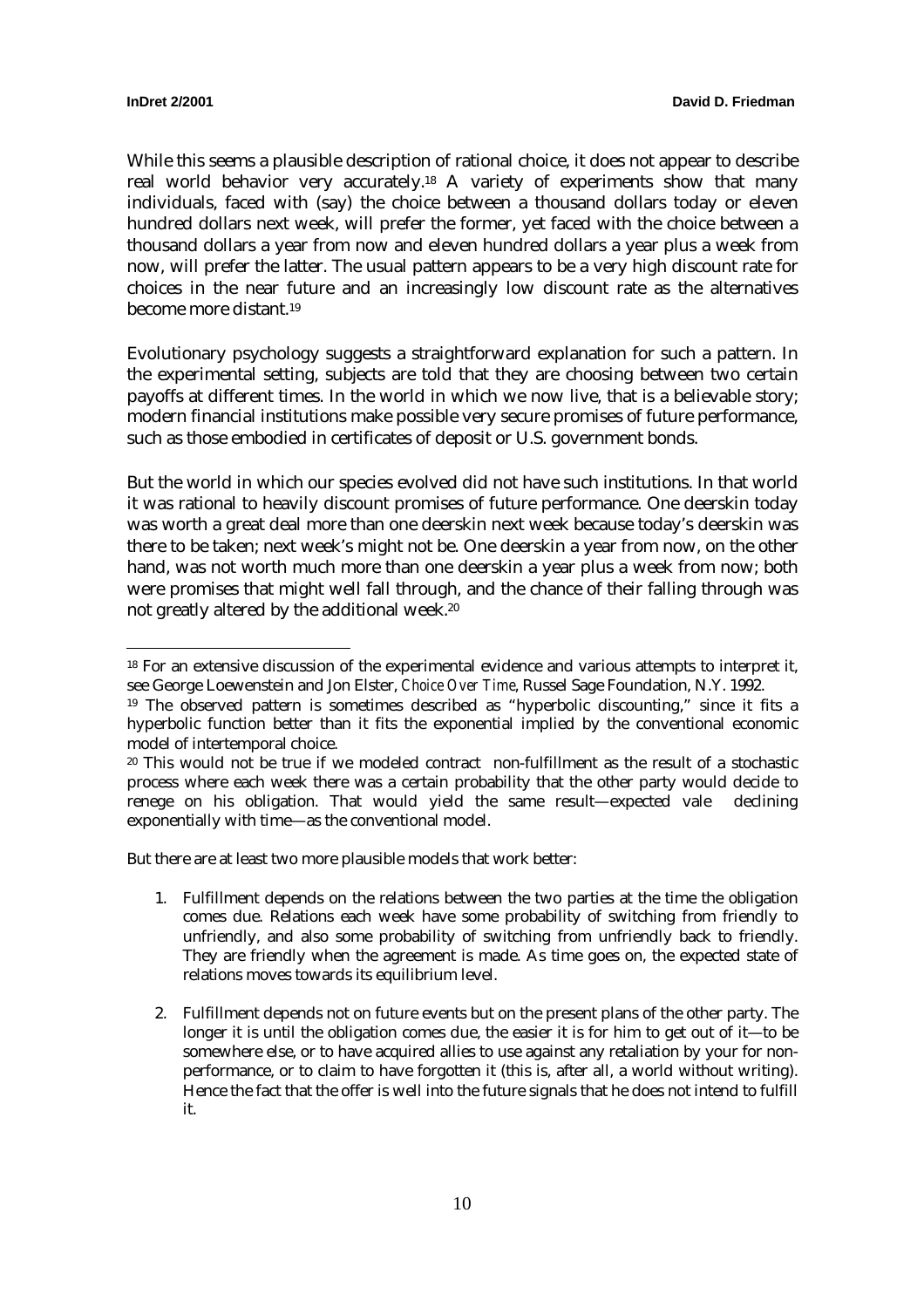While this seems a plausible description of rational choice, it does not appear to describe real world behavior very accurately.[18] A variety of experiments show that many individuals, faced with (say) the choice between a thousand dollars today or eleven hundred dollars next week, will prefer the former, yet faced with the choice between a thousand dollars a year from now and eleven hundred dollars a year plus a week from now, will prefer the latter. The usual pattern appears to be a very high discount rate for choices in the near future and an increasingly low discount rate as the alternatives become more distant.[19]

Evolutionary psychology suggests a straightforward explanation for such a pattern. In the experimental setting, subjects are told that they are choosing between two certain payoffs at different times. In the world in which we now live, that is a believable story; modern financial institutions make possible very secure promises of future performance, such as those embodied in certificates of deposit or U.S. government bonds.

But the world in which our species evolved did not have such institutions. In that world it was rational to heavily discount promises of future performance. One deerskin today was worth a great deal more than one deerskin next week because today's deerskin was there to be taken; next week's might not be. One deerskin a year from now, on the other hand, was not worth much more than one deerskin a year plus a week from now; both were promises that might well fall through, and the chance of their falling through was not greatly altered by the additional week.[20]

---

[18] For an extensive discussion of the experimental evidence and various attempts to interpret it, see George Loewenstein and Jon Elster, *Choice Over Time*, Russel Sage Foundation, N.Y. 1992.

[19] The observed pattern is sometimes described as "hyperbolic discounting," since it fits a hyperbolic function better than it fits the exponential implied by the conventional economic model of intertemporal choice.

[20] This would not be true if we modeled contract non-fulfillment as the result of a stochastic process where each week there was a certain probability that the other party would decide to renege on his obligation. That would yield the same result—expected vale declining exponentially with time—as the conventional model.

But there are at least two more plausible models that work better:

1. Fulfillment depends on the relations between the two parties at the time the obligation comes due. Relations each week have some probability of switching from friendly to unfriendly, and also some probability of switching from unfriendly back to friendly. They are friendly when the agreement is made. As time goes on, the expected state of relations moves towards its equilibrium level.

2. Fulfillment depends not on future events but on the present plans of the other party. The longer it is until the obligation comes due, the easier it is for him to get out of it—to be somewhere else, or to have acquired allies to use against any retaliation by your for non-performance, or to claim to have forgotten it (this is, after all, a world without writing). Hence the fact that the offer is well into the future signals that he does not intend to fulfill it.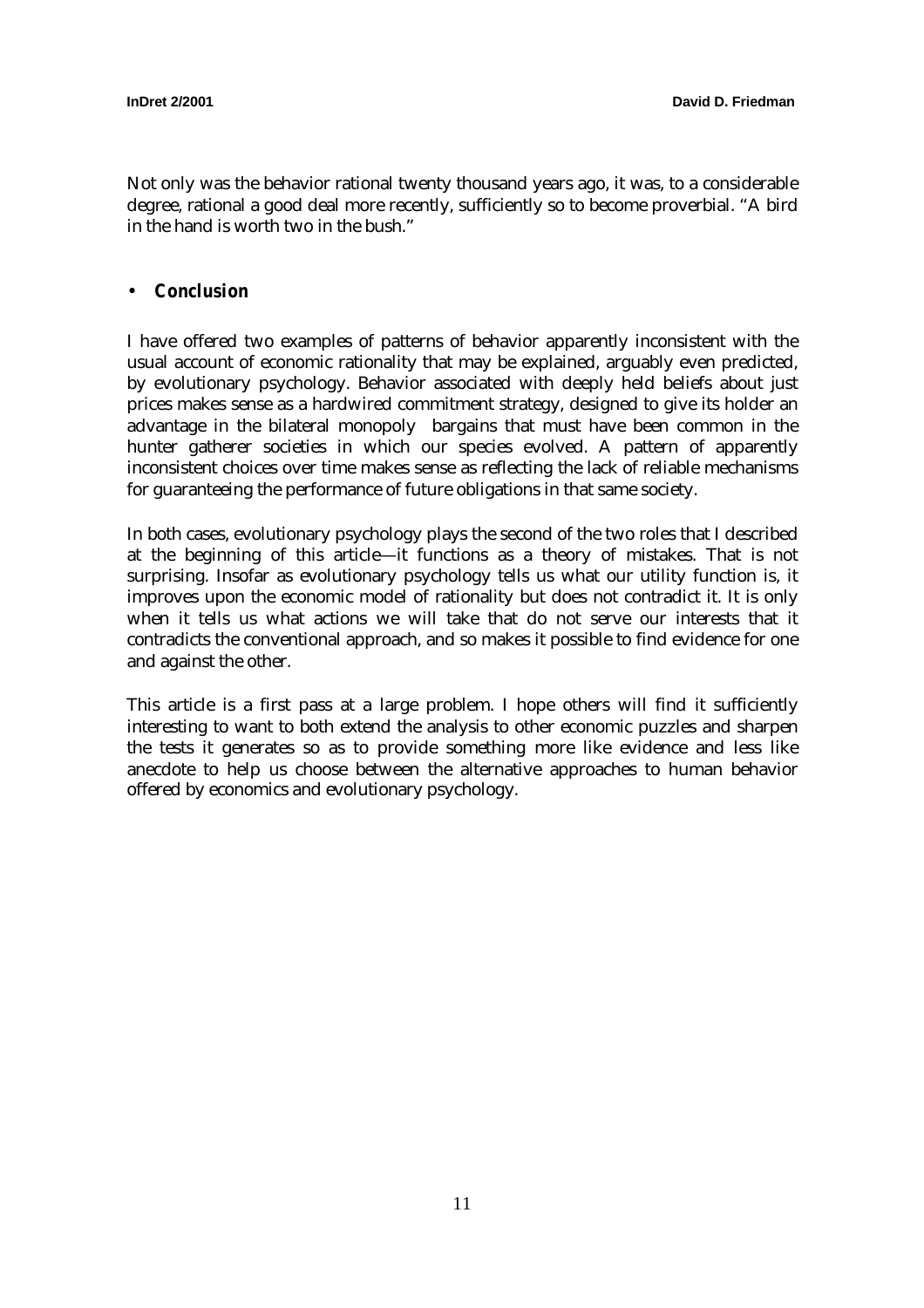Not only was the behavior rational twenty thousand years ago, it was, to a considerable degree, rational a good deal more recently, sufficiently so to become proverbial. "A bird in the hand is worth two in the bush."

- **Conclusion**

I have offered two examples of patterns of behavior apparently inconsistent with the usual account of economic rationality that may be explained, arguably even predicted, by evolutionary psychology. Behavior associated with deeply held beliefs about just prices makes sense as a hardwired commitment strategy, designed to give its holder an advantage in the bilateral monopoly bargains that must have been common in the hunter gatherer societies in which our species evolved. A pattern of apparently inconsistent choices over time makes sense as reflecting the lack of reliable mechanisms for guaranteeing the performance of future obligations in that same society.

In both cases, evolutionary psychology plays the second of the two roles that I described at the beginning of this article—it functions as a theory of mistakes. That is not surprising. Insofar as evolutionary psychology tells us what our utility function is, it improves upon the economic model of rationality but does not contradict it. It is only when it tells us what actions we will take that do not serve our interests that it contradicts the conventional approach, and so makes it possible to find evidence for one and against the other.

This article is a first pass at a large problem. I hope others will find it sufficiently interesting to want to both extend the analysis to other economic puzzles and sharpen the tests it generates so as to provide something more like evidence and less like anecdote to help us choose between the alternative approaches to human behavior offered by economics and evolutionary psychology.